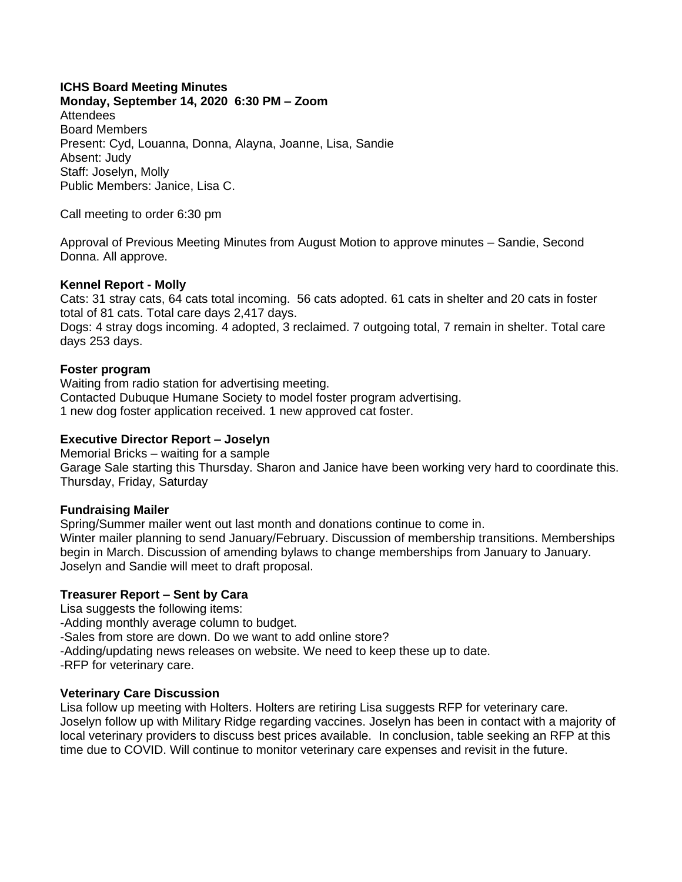**ICHS Board Meeting Minutes**
**Monday, September 14, 2020 6:30 PM – Zoom**
Attendees
Board Members
Present: Cyd, Louanna, Donna, Alayna, Joanne, Lisa, Sandie
Absent: Judy
Staff: Joselyn, Molly
Public Members: Janice, Lisa C.

Call meeting to order 6:30 pm

Approval of Previous Meeting Minutes from August Motion to approve minutes – Sandie, Second Donna. All approve.

**Kennel Report - Molly**
Cats: 31 stray cats, 64 cats total incoming. 56 cats adopted. 61 cats in shelter and 20 cats in foster total of 81 cats. Total care days 2,417 days.
Dogs: 4 stray dogs incoming. 4 adopted, 3 reclaimed. 7 outgoing total, 7 remain in shelter. Total care days 253 days.

**Foster program**
Waiting from radio station for advertising meeting.
Contacted Dubuque Humane Society to model foster program advertising.
1 new dog foster application received. 1 new approved cat foster.

**Executive Director Report – Joselyn**
Memorial Bricks – waiting for a sample
Garage Sale starting this Thursday. Sharon and Janice have been working very hard to coordinate this. Thursday, Friday, Saturday

**Fundraising Mailer**
Spring/Summer mailer went out last month and donations continue to come in.
Winter mailer planning to send January/February. Discussion of membership transitions. Memberships begin in March. Discussion of amending bylaws to change memberships from January to January. Joselyn and Sandie will meet to draft proposal.

**Treasurer Report – Sent by Cara**
Lisa suggests the following items:
-Adding monthly average column to budget.
-Sales from store are down. Do we want to add online store?
-Adding/updating news releases on website. We need to keep these up to date.
-RFP for veterinary care.

**Veterinary Care Discussion**
Lisa follow up meeting with Holters. Holters are retiring Lisa suggests RFP for veterinary care.
Joselyn follow up with Military Ridge regarding vaccines. Joselyn has been in contact with a majority of local veterinary providers to discuss best prices available. In conclusion, table seeking an RFP at this time due to COVID. Will continue to monitor veterinary care expenses and revisit in the future.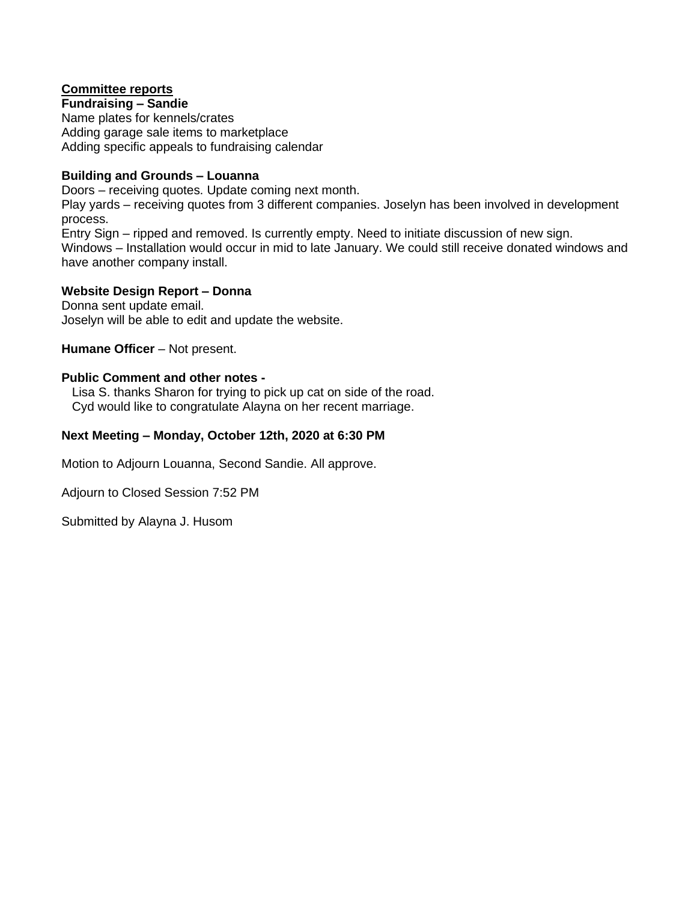**<u>Committee reports</u>**

**Fundraising – Sandie**

Name plates for kennels/crates
Adding garage sale items to marketplace
Adding specific appeals to fundraising calendar

**Building and Grounds – Louanna**

Doors – receiving quotes. Update coming next month.
Play yards – receiving quotes from 3 different companies. Joselyn has been involved in development process.
Entry Sign – ripped and removed. Is currently empty. Need to initiate discussion of new sign.
Windows – Installation would occur in mid to late January. We could still receive donated windows and have another company install.

**Website Design Report – Donna**

Donna sent update email.
Joselyn will be able to edit and update the website.

**Humane Officer** – Not present.

**Public Comment and other notes -**

Lisa S. thanks Sharon for trying to pick up cat on side of the road.
Cyd would like to congratulate Alayna on her recent marriage.

**Next Meeting – Monday, October 12th, 2020 at 6:30 PM**

Motion to Adjourn Louanna, Second Sandie. All approve.

Adjourn to Closed Session 7:52 PM

Submitted by Alayna J. Husom